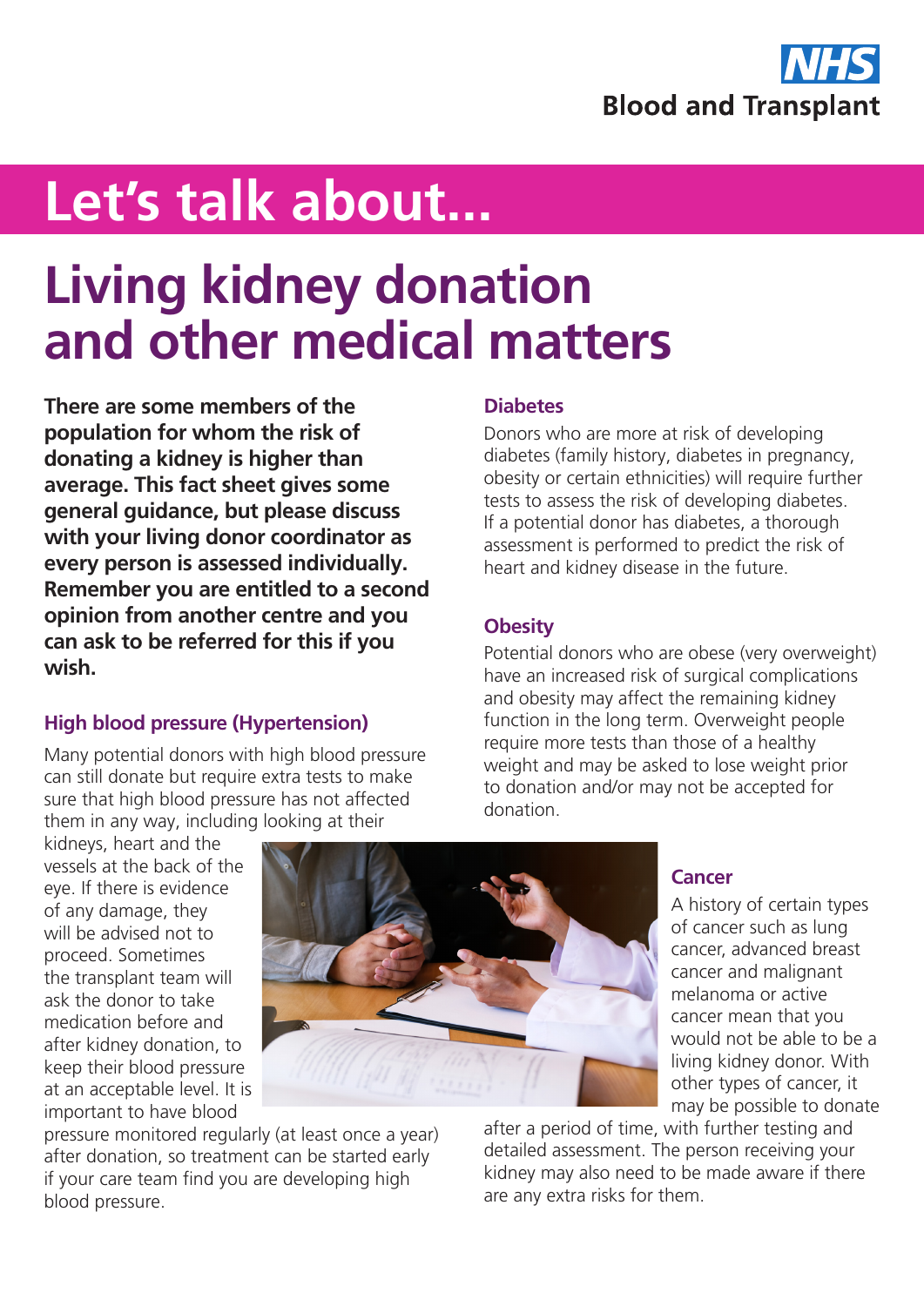NHS Blood and Transplant

# Let's talk about...

# Living kidney donation and other medical matters

**There are some members of the population for whom the risk of donating a kidney is higher than average. This fact sheet gives some general guidance, but please discuss with your living donor coordinator as every person is assessed individually. Remember you are entitled to a second opinion from another centre and you can ask to be referred for this if you wish.**

## High blood pressure (Hypertension)

Many potential donors with high blood pressure can still donate but require extra tests to make sure that high blood pressure has not affected them in any way, including looking at their kidneys, heart and the vessels at the back of the eye. If there is evidence of any damage, they will be advised not to proceed. Sometimes the transplant team will ask the donor to take medication before and after kidney donation, to keep their blood pressure at an acceptable level. It is important to have blood pressure monitored regularly (at least once a year) after donation, so treatment can be started early if your care team find you are developing high blood pressure.

## Diabetes

Donors who are more at risk of developing diabetes (family history, diabetes in pregnancy, obesity or certain ethnicities) will require further tests to assess the risk of developing diabetes. If a potential donor has diabetes, a thorough assessment is performed to predict the risk of heart and kidney disease in the future.

## Obesity

Potential donors who are obese (very overweight) have an increased risk of surgical complications and obesity may affect the remaining kidney function in the long term. Overweight people require more tests than those of a healthy weight and may be asked to lose weight prior to donation and/or may not be accepted for donation.

## Cancer

A history of certain types of cancer such as lung cancer, advanced breast cancer and malignant melanoma or active cancer mean that you would not be able to be a living kidney donor. With other types of cancer, it may be possible to donate after a period of time, with further testing and detailed assessment. The person receiving your kidney may also need to be made aware if there are any extra risks for them.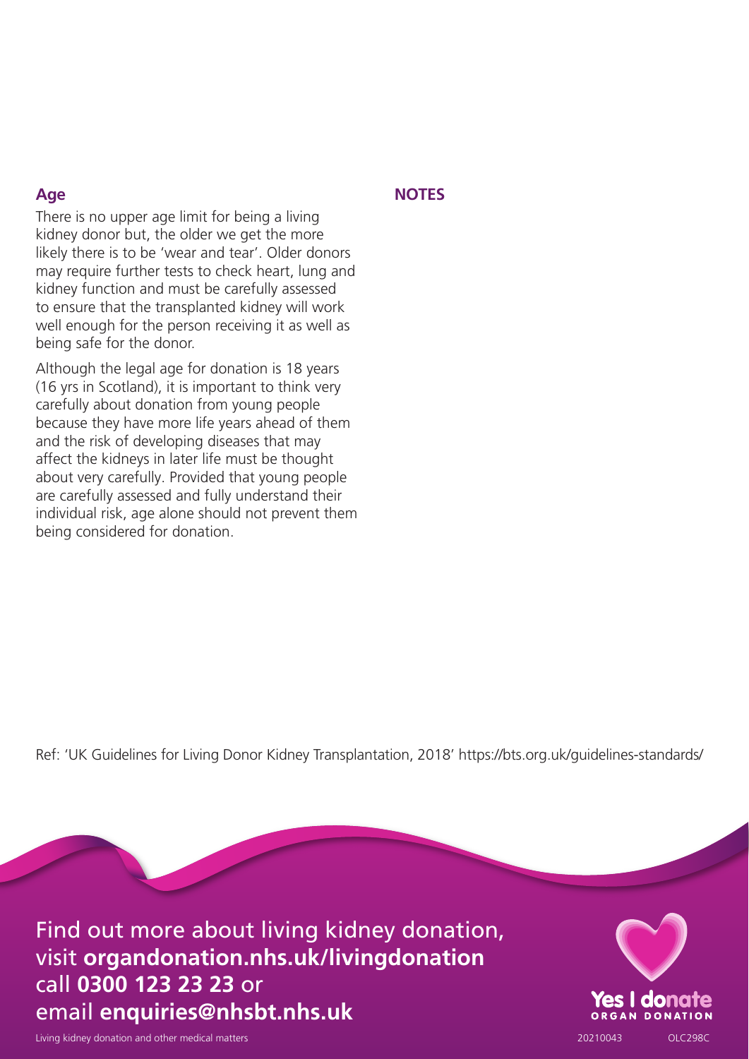## Age

There is no upper age limit for being a living kidney donor but, the older we get the more likely there is to be 'wear and tear'. Older donors may require further tests to check heart, lung and kidney function and must be carefully assessed to ensure that the transplanted kidney will work well enough for the person receiving it as well as being safe for the donor.

Although the legal age for donation is 18 years (16 yrs in Scotland), it is important to think very carefully about donation from young people because they have more life years ahead of them and the risk of developing diseases that may affect the kidneys in later life must be thought about very carefully. Provided that young people are carefully assessed and fully understand their individual risk, age alone should not prevent them being considered for donation.

## NOTES

Ref: 'UK Guidelines for Living Donor Kidney Transplantation, 2018' https://bts.org.uk/guidelines-standards/

Find out more about living kidney donation, visit **organdonation.nhs.uk/livingdonation** call **0300 123 23 23** or email **enquiries@nhsbt.nhs.uk**

Yes I donate ORGAN DONATION

Living kidney donation and other medical matters 20210043 OLC298C